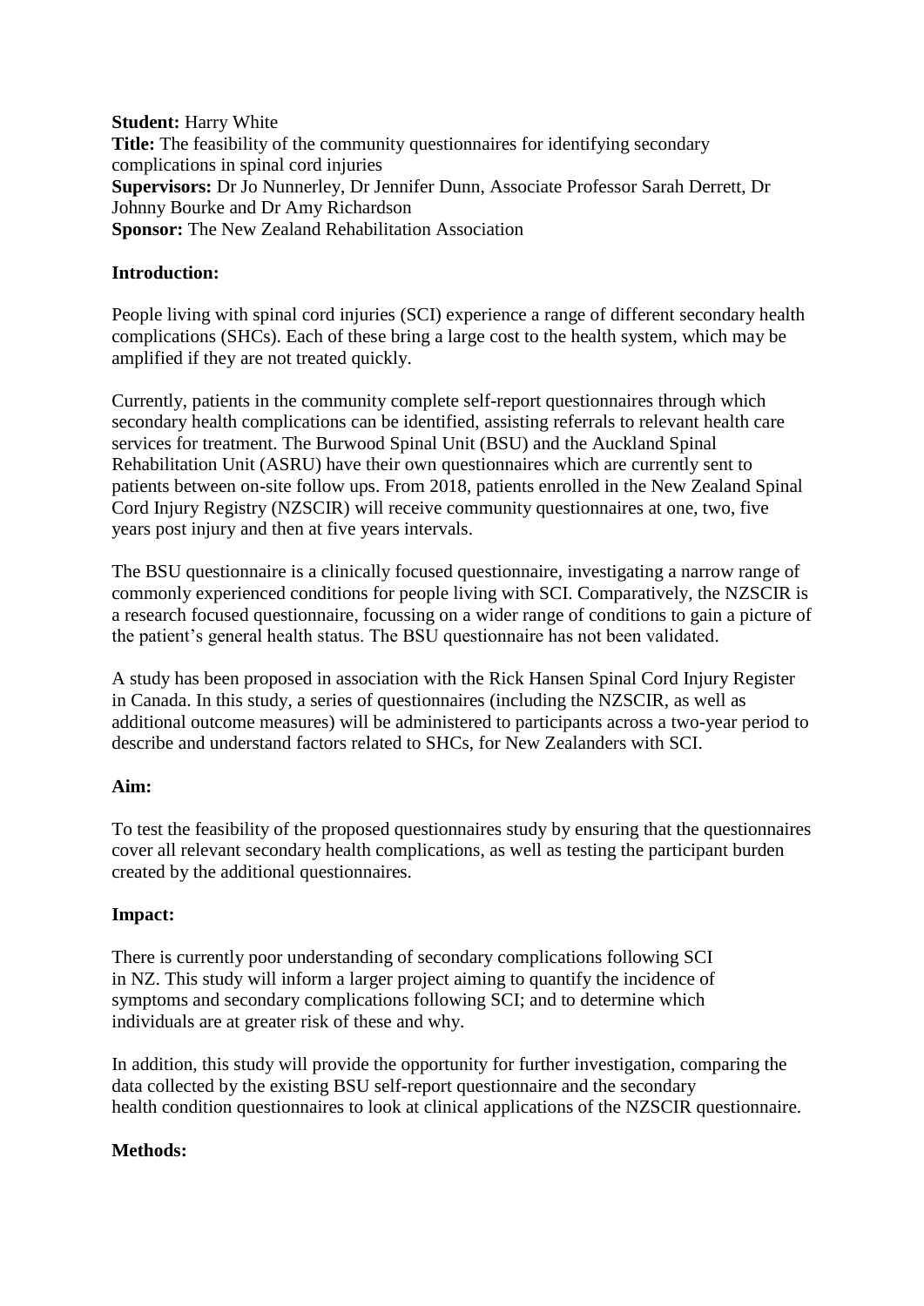**Student:** Harry White
**Title:** The feasibility of the community questionnaires for identifying secondary complications in spinal cord injuries
**Supervisors:** Dr Jo Nunnerley, Dr Jennifer Dunn, Associate Professor Sarah Derrett, Dr Johnny Bourke and Dr Amy Richardson
**Sponsor:** The New Zealand Rehabilitation Association

**Introduction:**

People living with spinal cord injuries (SCI) experience a range of different secondary health complications (SHCs). Each of these bring a large cost to the health system, which may be amplified if they are not treated quickly.

Currently, patients in the community complete self-report questionnaires through which secondary health complications can be identified, assisting referrals to relevant health care services for treatment. The Burwood Spinal Unit (BSU) and the Auckland Spinal Rehabilitation Unit (ASRU) have their own questionnaires which are currently sent to patients between on-site follow ups. From 2018, patients enrolled in the New Zealand Spinal Cord Injury Registry (NZSCIR) will receive community questionnaires at one, two, five years post injury and then at five years intervals.

The BSU questionnaire is a clinically focused questionnaire, investigating a narrow range of commonly experienced conditions for people living with SCI. Comparatively, the NZSCIR is a research focused questionnaire, focussing on a wider range of conditions to gain a picture of the patient's general health status. The BSU questionnaire has not been validated.

A study has been proposed in association with the Rick Hansen Spinal Cord Injury Register in Canada. In this study, a series of questionnaires (including the NZSCIR, as well as additional outcome measures) will be administered to participants across a two-year period to describe and understand factors related to SHCs, for New Zealanders with SCI.

**Aim:**

To test the feasibility of the proposed questionnaires study by ensuring that the questionnaires cover all relevant secondary health complications, as well as testing the participant burden created by the additional questionnaires.

**Impact:**

There is currently poor understanding of secondary complications following SCI in NZ. This study will inform a larger project aiming to quantify the incidence of symptoms and secondary complications following SCI; and to determine which individuals are at greater risk of these and why.

In addition, this study will provide the opportunity for further investigation, comparing the data collected by the existing BSU self-report questionnaire and the secondary health condition questionnaires to look at clinical applications of the NZSCIR questionnaire.

**Methods:**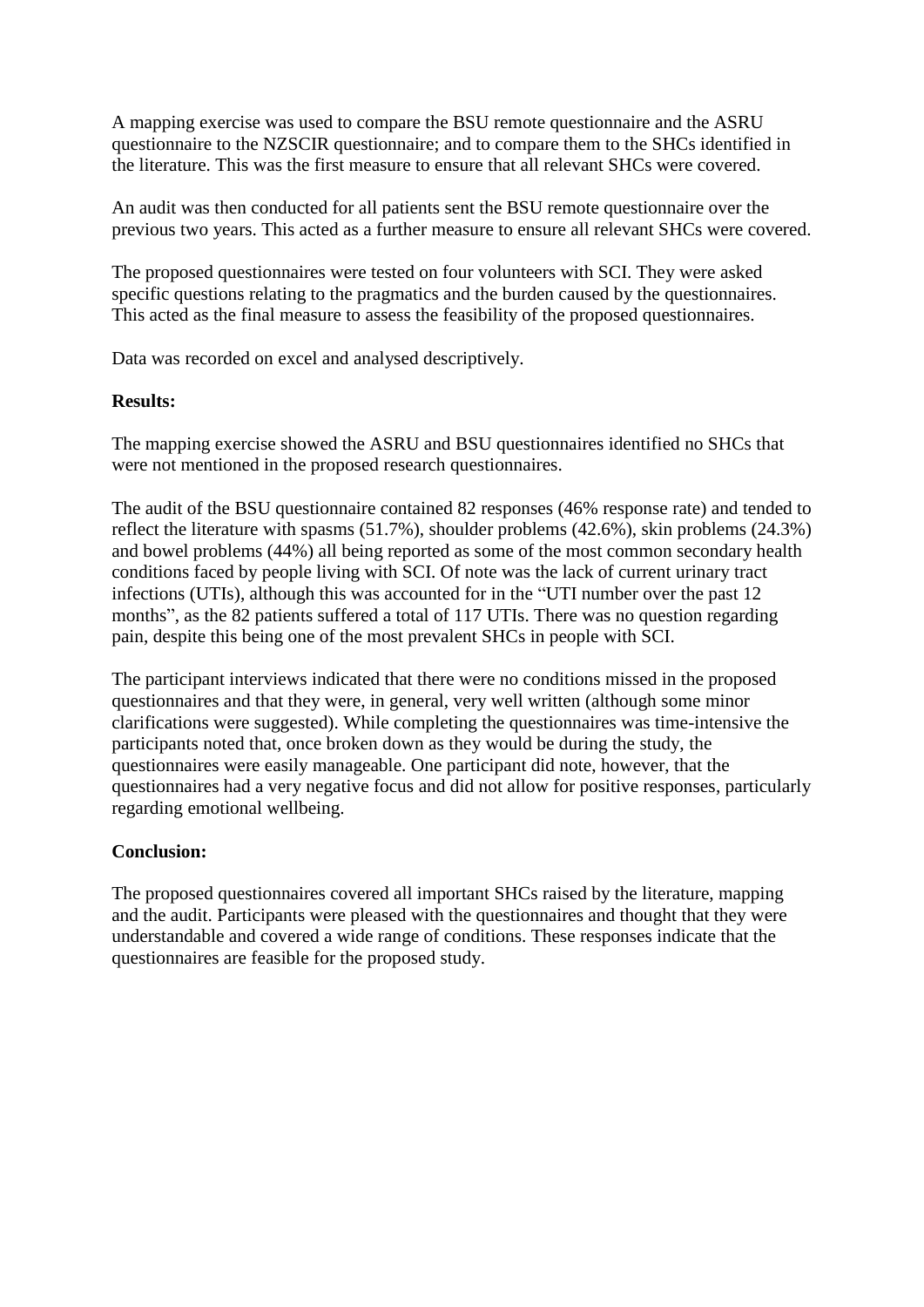A mapping exercise was used to compare the BSU remote questionnaire and the ASRU questionnaire to the NZSCIR questionnaire; and to compare them to the SHCs identified in the literature. This was the first measure to ensure that all relevant SHCs were covered.

An audit was then conducted for all patients sent the BSU remote questionnaire over the previous two years. This acted as a further measure to ensure all relevant SHCs were covered.

The proposed questionnaires were tested on four volunteers with SCI. They were asked specific questions relating to the pragmatics and the burden caused by the questionnaires. This acted as the final measure to assess the feasibility of the proposed questionnaires.

Data was recorded on excel and analysed descriptively.

**Results:**

The mapping exercise showed the ASRU and BSU questionnaires identified no SHCs that were not mentioned in the proposed research questionnaires.

The audit of the BSU questionnaire contained 82 responses (46% response rate) and tended to reflect the literature with spasms (51.7%), shoulder problems (42.6%), skin problems (24.3%) and bowel problems (44%) all being reported as some of the most common secondary health conditions faced by people living with SCI. Of note was the lack of current urinary tract infections (UTIs), although this was accounted for in the "UTI number over the past 12 months", as the 82 patients suffered a total of 117 UTIs. There was no question regarding pain, despite this being one of the most prevalent SHCs in people with SCI.

The participant interviews indicated that there were no conditions missed in the proposed questionnaires and that they were, in general, very well written (although some minor clarifications were suggested). While completing the questionnaires was time-intensive the participants noted that, once broken down as they would be during the study, the questionnaires were easily manageable. One participant did note, however, that the questionnaires had a very negative focus and did not allow for positive responses, particularly regarding emotional wellbeing.

**Conclusion:**

The proposed questionnaires covered all important SHCs raised by the literature, mapping and the audit. Participants were pleased with the questionnaires and thought that they were understandable and covered a wide range of conditions. These responses indicate that the questionnaires are feasible for the proposed study.